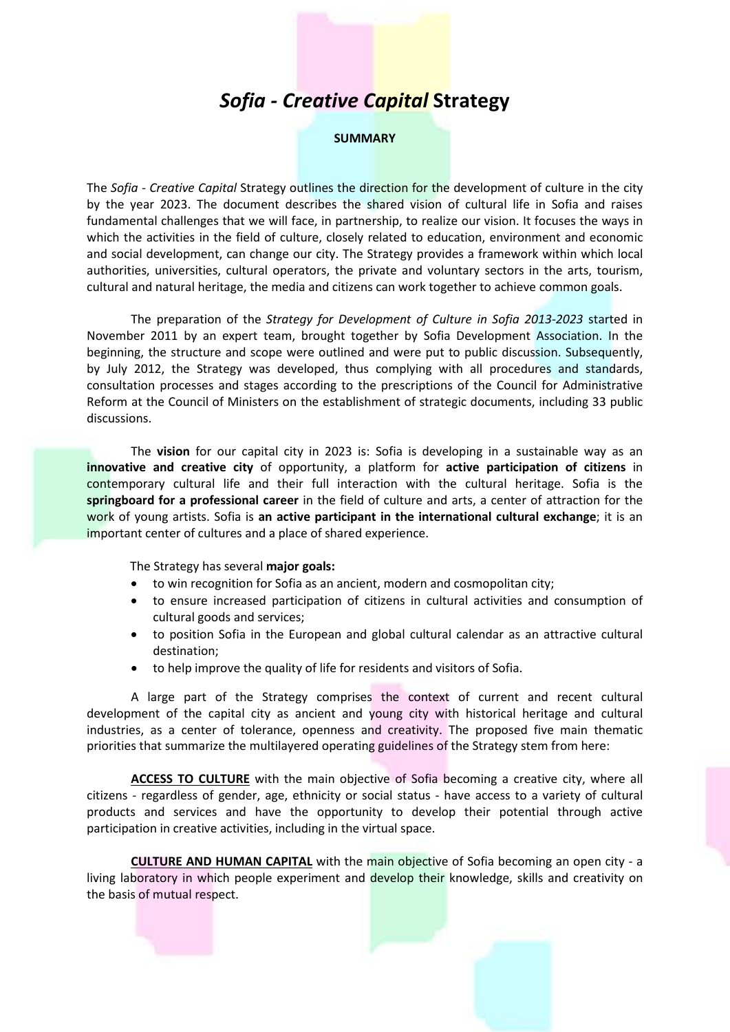# *Sofia - Creative Capital* Strategy

**SUMMARY**

The *Sofia - Creative Capital* Strategy outlines the direction for the development of culture in the city by the year 2023. The document describes the shared vision of cultural life in Sofia and raises fundamental challenges that we will face, in partnership, to realize our vision. It focuses the ways in which the activities in the field of culture, closely related to education, environment and economic and social development, can change our city. The Strategy provides a framework within which local authorities, universities, cultural operators, the private and voluntary sectors in the arts, tourism, cultural and natural heritage, the media and citizens can work together to achieve common goals.

The preparation of the *Strategy for Development of Culture in Sofia 2013-2023* started in November 2011 by an expert team, brought together by Sofia Development Association. In the beginning, the structure and scope were outlined and were put to public discussion. Subsequently, by July 2012, the Strategy was developed, thus complying with all procedures and standards, consultation processes and stages according to the prescriptions of the Council for Administrative Reform at the Council of Ministers on the establishment of strategic documents, including 33 public discussions.

The **vision** for our capital city in 2023 is: Sofia is developing in a sustainable way as an **innovative and creative city** of opportunity, a platform for **active participation of citizens** in contemporary cultural life and their full interaction with the cultural heritage. Sofia is the **springboard for a professional career** in the field of culture and arts, a center of attraction for the work of young artists. Sofia is **an active participant in the international cultural exchange**; it is an important center of cultures and a place of shared experience.

The Strategy has several **major goals:**

- to win recognition for Sofia as an ancient, modern and cosmopolitan city;
- to ensure increased participation of citizens in cultural activities and consumption of cultural goods and services;
- to position Sofia in the European and global cultural calendar as an attractive cultural destination;
- to help improve the quality of life for residents and visitors of Sofia.

A large part of the Strategy comprises the context of current and recent cultural development of the capital city as ancient and young city with historical heritage and cultural industries, as a center of tolerance, openness and creativity. The proposed five main thematic priorities that summarize the multilayered operating guidelines of the Strategy stem from here:

**ACCESS TO CULTURE** with the main objective of Sofia becoming a creative city, where all citizens - regardless of gender, age, ethnicity or social status - have access to a variety of cultural products and services and have the opportunity to develop their potential through active participation in creative activities, including in the virtual space.

**CULTURE AND HUMAN CAPITAL** with the main objective of Sofia becoming an open city - a living laboratory in which people experiment and develop their knowledge, skills and creativity on the basis of mutual respect.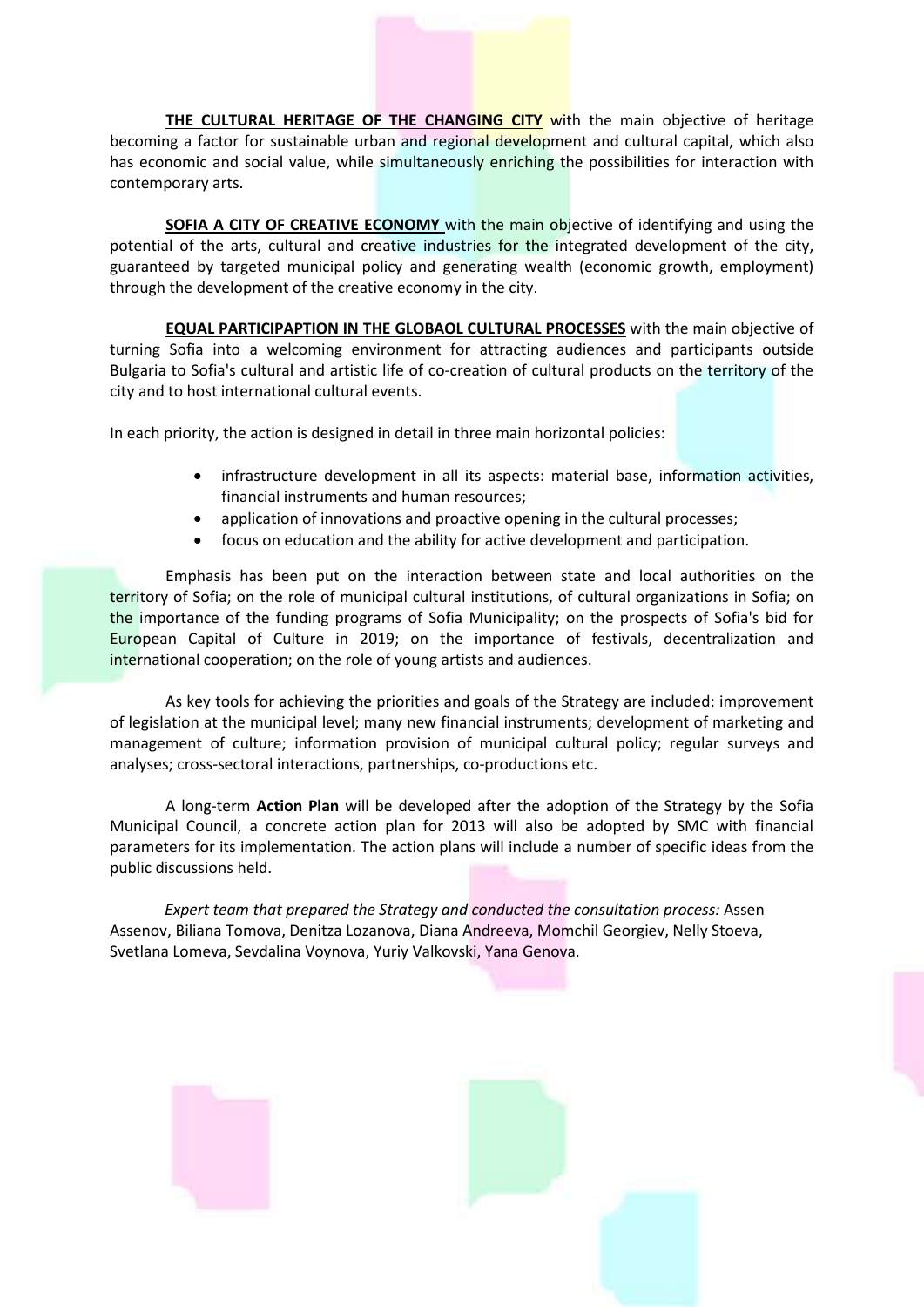**THE CULTURAL HERITAGE OF THE CHANGING CITY** with the main objective of heritage becoming a factor for sustainable urban and regional development and cultural capital, which also has economic and social value, while simultaneously enriching the possibilities for interaction with contemporary arts.

**SOFIA A CITY OF CREATIVE ECONOMY** with the main objective of identifying and using the potential of the arts, cultural and creative industries for the integrated development of the city, guaranteed by targeted municipal policy and generating wealth (economic growth, employment) through the development of the creative economy in the city.

**EQUAL PARTICIPAPTION IN THE GLOBAOL CULTURAL PROCESSES** with the main objective of turning Sofia into a welcoming environment for attracting audiences and participants outside Bulgaria to Sofia's cultural and artistic life of co-creation of cultural products on the territory of the city and to host international cultural events.

In each priority, the action is designed in detail in three main horizontal policies:

- infrastructure development in all its aspects: material base, information activities, financial instruments and human resources;
- application of innovations and proactive opening in the cultural processes;
- focus on education and the ability for active development and participation.

Emphasis has been put on the interaction between state and local authorities on the territory of Sofia; on the role of municipal cultural institutions, of cultural organizations in Sofia; on the importance of the funding programs of Sofia Municipality; on the prospects of Sofia's bid for European Capital of Culture in 2019; on the importance of festivals, decentralization and international cooperation; on the role of young artists and audiences.

As key tools for achieving the priorities and goals of the Strategy are included: improvement of legislation at the municipal level; many new financial instruments; development of marketing and management of culture; information provision of municipal cultural policy; regular surveys and analyses; cross-sectoral interactions, partnerships, co-productions etc.

A long-term **Action Plan** will be developed after the adoption of the Strategy by the Sofia Municipal Council, a concrete action plan for 2013 will also be adopted by SMC with financial parameters for its implementation. The action plans will include a number of specific ideas from the public discussions held.

*Expert team that prepared the Strategy and conducted the consultation process:* Assen Assenov, Biliana Tomova, Denitza Lozanova, Diana Andreeva, Momchil Georgiev, Nelly Stoeva, Svetlana Lomeva, Sevdalina Voynova, Yuriy Valkovski, Yana Genova.